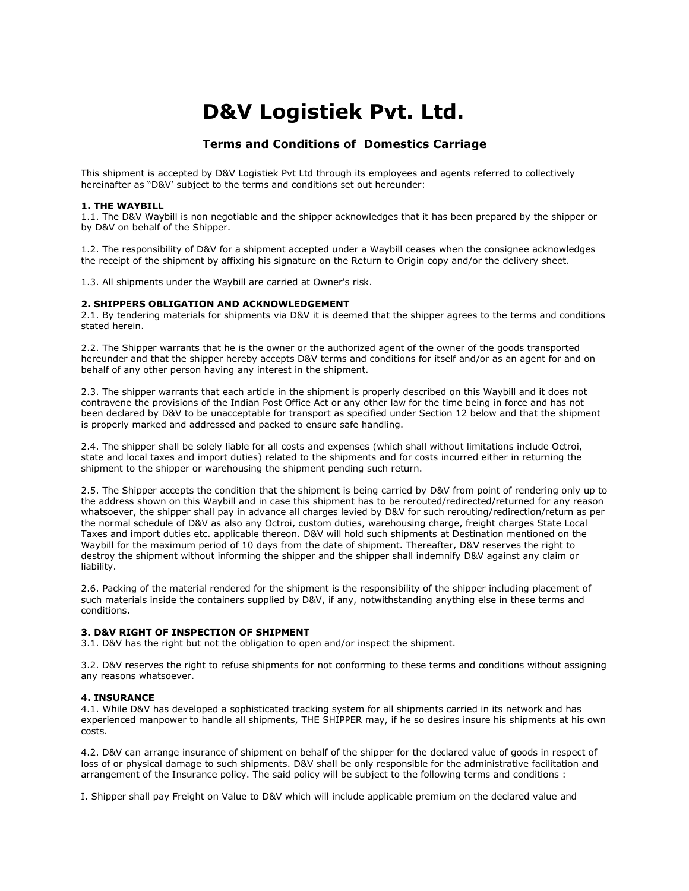# D&V Logistiek Pvt. Ltd.

## Terms and Conditions of Domestics Carriage

This shipment is accepted by D&V Logistiek Pvt Ltd through its employees and agents referred to collectively hereinafter as "D&V' subject to the terms and conditions set out hereunder:

**1. THE WAYBILL**

1.1. The D&V Waybill is non negotiable and the shipper acknowledges that it has been prepared by the shipper or by D&V on behalf of the Shipper.

1.2. The responsibility of D&V for a shipment accepted under a Waybill ceases when the consignee acknowledges the receipt of the shipment by affixing his signature on the Return to Origin copy and/or the delivery sheet.

1.3. All shipments under the Waybill are carried at Owner's risk.

**2. SHIPPERS OBLIGATION AND ACKNOWLEDGEMENT**

2.1. By tendering materials for shipments via D&V it is deemed that the shipper agrees to the terms and conditions stated herein.

2.2. The Shipper warrants that he is the owner or the authorized agent of the owner of the goods transported hereunder and that the shipper hereby accepts D&V terms and conditions for itself and/or as an agent for and on behalf of any other person having any interest in the shipment.

2.3. The shipper warrants that each article in the shipment is properly described on this Waybill and it does not contravene the provisions of the Indian Post Office Act or any other law for the time being in force and has not been declared by D&V to be unacceptable for transport as specified under Section 12 below and that the shipment is properly marked and addressed and packed to ensure safe handling.

2.4. The shipper shall be solely liable for all costs and expenses (which shall without limitations include Octroi, state and local taxes and import duties) related to the shipments and for costs incurred either in returning the shipment to the shipper or warehousing the shipment pending such return.

2.5. The Shipper accepts the condition that the shipment is being carried by D&V from point of rendering only up to the address shown on this Waybill and in case this shipment has to be rerouted/redirected/returned for any reason whatsoever, the shipper shall pay in advance all charges levied by D&V for such rerouting/redirection/return as per the normal schedule of D&V as also any Octroi, custom duties, warehousing charge, freight charges State Local Taxes and import duties etc. applicable thereon. D&V will hold such shipments at Destination mentioned on the Waybill for the maximum period of 10 days from the date of shipment. Thereafter, D&V reserves the right to destroy the shipment without informing the shipper and the shipper shall indemnify D&V against any claim or liability.

2.6. Packing of the material rendered for the shipment is the responsibility of the shipper including placement of such materials inside the containers supplied by D&V, if any, notwithstanding anything else in these terms and conditions.

**3. D&V RIGHT OF INSPECTION OF SHIPMENT**

3.1. D&V has the right but not the obligation to open and/or inspect the shipment.

3.2. D&V reserves the right to refuse shipments for not conforming to these terms and conditions without assigning any reasons whatsoever.

**4. INSURANCE**

4.1. While D&V has developed a sophisticated tracking system for all shipments carried in its network and has experienced manpower to handle all shipments, THE SHIPPER may, if he so desires insure his shipments at his own costs.

4.2. D&V can arrange insurance of shipment on behalf of the shipper for the declared value of goods in respect of loss of or physical damage to such shipments. D&V shall be only responsible for the administrative facilitation and arrangement of the Insurance policy. The said policy will be subject to the following terms and conditions :

I. Shipper shall pay Freight on Value to D&V which will include applicable premium on the declared value and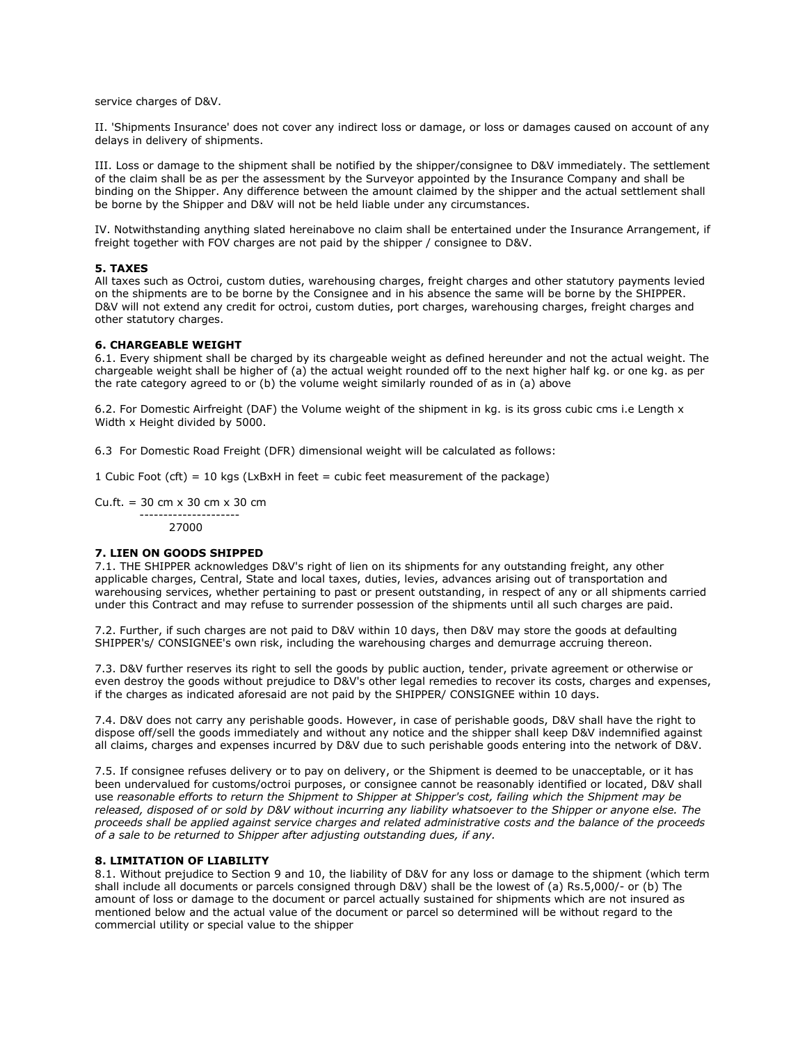service charges of D&V.

II. 'Shipments Insurance' does not cover any indirect loss or damage, or loss or damages caused on account of any delays in delivery of shipments.

III. Loss or damage to the shipment shall be notified by the shipper/consignee to D&V immediately. The settlement of the claim shall be as per the assessment by the Surveyor appointed by the Insurance Company and shall be binding on the Shipper. Any difference between the amount claimed by the shipper and the actual settlement shall be borne by the Shipper and D&V will not be held liable under any circumstances.

IV. Notwithstanding anything slated hereinabove no claim shall be entertained under the Insurance Arrangement, if freight together with FOV charges are not paid by the shipper / consignee to D&V.

**5. TAXES**
All taxes such as Octroi, custom duties, warehousing charges, freight charges and other statutory payments levied on the shipments are to be borne by the Consignee and in his absence the same will be borne by the SHIPPER. D&V will not extend any credit for octroi, custom duties, port charges, warehousing charges, freight charges and other statutory charges.

**6. CHARGEABLE WEIGHT**
6.1. Every shipment shall be charged by its chargeable weight as defined hereunder and not the actual weight. The chargeable weight shall be higher of (a) the actual weight rounded off to the next higher half kg. or one kg. as per the rate category agreed to or (b) the volume weight similarly rounded of as in (a) above

6.2. For Domestic Airfreight (DAF) the Volume weight of the shipment in kg. is its gross cubic cms i.e Length x Width x Height divided by 5000.

6.3 For Domestic Road Freight (DFR) dimensional weight will be calculated as follows:

1 Cubic Foot (cft) = 10 kgs (LxBxH in feet = cubic feet measurement of the package)

$$\text{Cu.ft.} = \frac{30 \text{ cm} \times 30 \text{ cm} \times 30 \text{ cm}}{27000}$$

**7. LIEN ON GOODS SHIPPED**
7.1. THE SHIPPER acknowledges D&V's right of lien on its shipments for any outstanding freight, any other applicable charges, Central, State and local taxes, duties, levies, advances arising out of transportation and warehousing services, whether pertaining to past or present outstanding, in respect of any or all shipments carried under this Contract and may refuse to surrender possession of the shipments until all such charges are paid.

7.2. Further, if such charges are not paid to D&V within 10 days, then D&V may store the goods at defaulting SHIPPER's/ CONSIGNEE's own risk, including the warehousing charges and demurrage accruing thereon.

7.3. D&V further reserves its right to sell the goods by public auction, tender, private agreement or otherwise or even destroy the goods without prejudice to D&V's other legal remedies to recover its costs, charges and expenses, if the charges as indicated aforesaid are not paid by the SHIPPER/ CONSIGNEE within 10 days.

7.4. D&V does not carry any perishable goods. However, in case of perishable goods, D&V shall have the right to dispose off/sell the goods immediately and without any notice and the shipper shall keep D&V indemnified against all claims, charges and expenses incurred by D&V due to such perishable goods entering into the network of D&V.

7.5. If consignee refuses delivery or to pay on delivery, or the Shipment is deemed to be unacceptable, or it has been undervalued for customs/octroi purposes, or consignee cannot be reasonably identified or located, D&V shall use *reasonable efforts to return the Shipment to Shipper at Shipper's cost, failing which the Shipment may be released, disposed of or sold by D&V without incurring any liability whatsoever to the Shipper or anyone else. The proceeds shall be applied against service charges and related administrative costs and the balance of the proceeds of a sale to be returned to Shipper after adjusting outstanding dues, if any.*

**8. LIMITATION OF LIABILITY**
8.1. Without prejudice to Section 9 and 10, the liability of D&V for any loss or damage to the shipment (which term shall include all documents or parcels consigned through D&V) shall be the lowest of (a) Rs.5,000/- or (b) The amount of loss or damage to the document or parcel actually sustained for shipments which are not insured as mentioned below and the actual value of the document or parcel so determined will be without regard to the commercial utility or special value to the shipper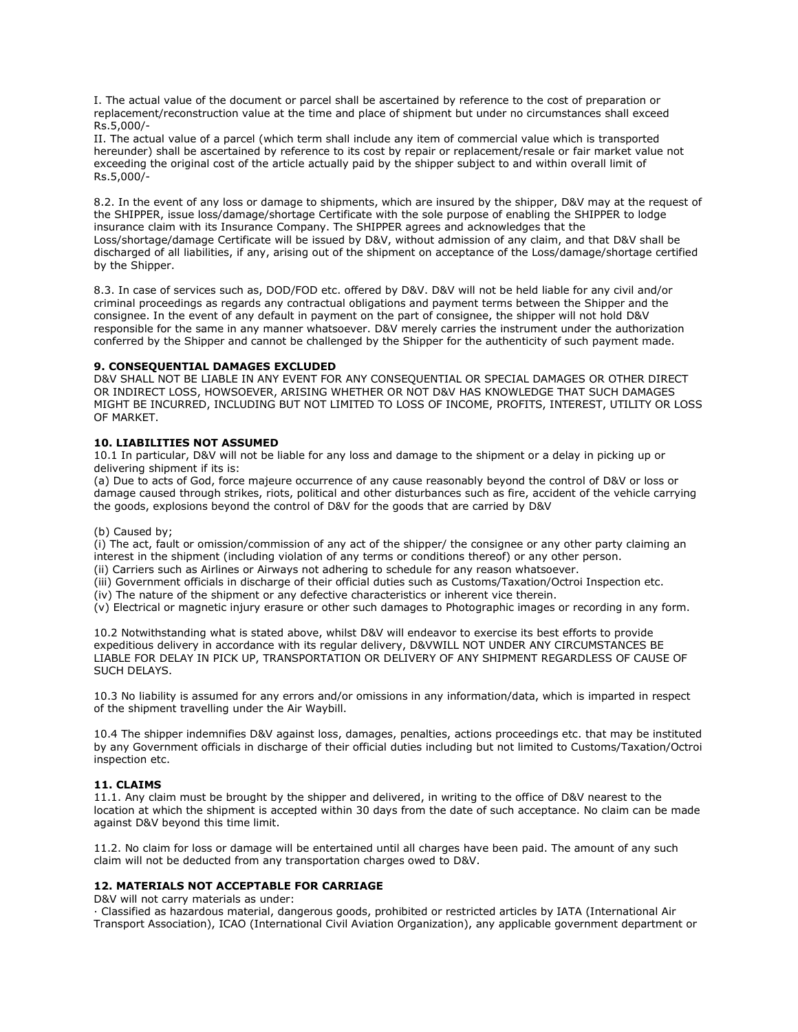I. The actual value of the document or parcel shall be ascertained by reference to the cost of preparation or replacement/reconstruction value at the time and place of shipment but under no circumstances shall exceed Rs.5,000/-

II. The actual value of a parcel (which term shall include any item of commercial value which is transported hereunder) shall be ascertained by reference to its cost by repair or replacement/resale or fair market value not exceeding the original cost of the article actually paid by the shipper subject to and within overall limit of Rs.5,000/-

8.2. In the event of any loss or damage to shipments, which are insured by the shipper, D&V may at the request of the SHIPPER, issue loss/damage/shortage Certificate with the sole purpose of enabling the SHIPPER to lodge insurance claim with its Insurance Company. The SHIPPER agrees and acknowledges that the Loss/shortage/damage Certificate will be issued by D&V, without admission of any claim, and that D&V shall be discharged of all liabilities, if any, arising out of the shipment on acceptance of the Loss/damage/shortage certified by the Shipper.

8.3. In case of services such as, DOD/FOD etc. offered by D&V. D&V will not be held liable for any civil and/or criminal proceedings as regards any contractual obligations and payment terms between the Shipper and the consignee. In the event of any default in payment on the part of consignee, the shipper will not hold D&V responsible for the same in any manner whatsoever. D&V merely carries the instrument under the authorization conferred by the Shipper and cannot be challenged by the Shipper for the authenticity of such payment made.

**9. CONSEQUENTIAL DAMAGES EXCLUDED**

D&V SHALL NOT BE LIABLE IN ANY EVENT FOR ANY CONSEQUENTIAL OR SPECIAL DAMAGES OR OTHER DIRECT OR INDIRECT LOSS, HOWSOEVER, ARISING WHETHER OR NOT D&V HAS KNOWLEDGE THAT SUCH DAMAGES MIGHT BE INCURRED, INCLUDING BUT NOT LIMITED TO LOSS OF INCOME, PROFITS, INTEREST, UTILITY OR LOSS OF MARKET.

**10. LIABILITIES NOT ASSUMED**

10.1 In particular, D&V will not be liable for any loss and damage to the shipment or a delay in picking up or delivering shipment if its is:

(a) Due to acts of God, force majeure occurrence of any cause reasonably beyond the control of D&V or loss or damage caused through strikes, riots, political and other disturbances such as fire, accident of the vehicle carrying the goods, explosions beyond the control of D&V for the goods that are carried by D&V

(b) Caused by;

(i) The act, fault or omission/commission of any act of the shipper/ the consignee or any other party claiming an interest in the shipment (including violation of any terms or conditions thereof) or any other person.

(ii) Carriers such as Airlines or Airways not adhering to schedule for any reason whatsoever.

(iii) Government officials in discharge of their official duties such as Customs/Taxation/Octroi Inspection etc.

(iv) The nature of the shipment or any defective characteristics or inherent vice therein.

(v) Electrical or magnetic injury erasure or other such damages to Photographic images or recording in any form.

10.2 Notwithstanding what is stated above, whilst D&V will endeavor to exercise its best efforts to provide expeditious delivery in accordance with its regular delivery, D&VWILL NOT UNDER ANY CIRCUMSTANCES BE LIABLE FOR DELAY IN PICK UP, TRANSPORTATION OR DELIVERY OF ANY SHIPMENT REGARDLESS OF CAUSE OF SUCH DELAYS.

10.3 No liability is assumed for any errors and/or omissions in any information/data, which is imparted in respect of the shipment travelling under the Air Waybill.

10.4 The shipper indemnifies D&V against loss, damages, penalties, actions proceedings etc. that may be instituted by any Government officials in discharge of their official duties including but not limited to Customs/Taxation/Octroi inspection etc.

**11. CLAIMS**

11.1. Any claim must be brought by the shipper and delivered, in writing to the office of D&V nearest to the location at which the shipment is accepted within 30 days from the date of such acceptance. No claim can be made against D&V beyond this time limit.

11.2. No claim for loss or damage will be entertained until all charges have been paid. The amount of any such claim will not be deducted from any transportation charges owed to D&V.

**12. MATERIALS NOT ACCEPTABLE FOR CARRIAGE**

D&V will not carry materials as under:

· Classified as hazardous material, dangerous goods, prohibited or restricted articles by IATA (International Air Transport Association), ICAO (International Civil Aviation Organization), any applicable government department or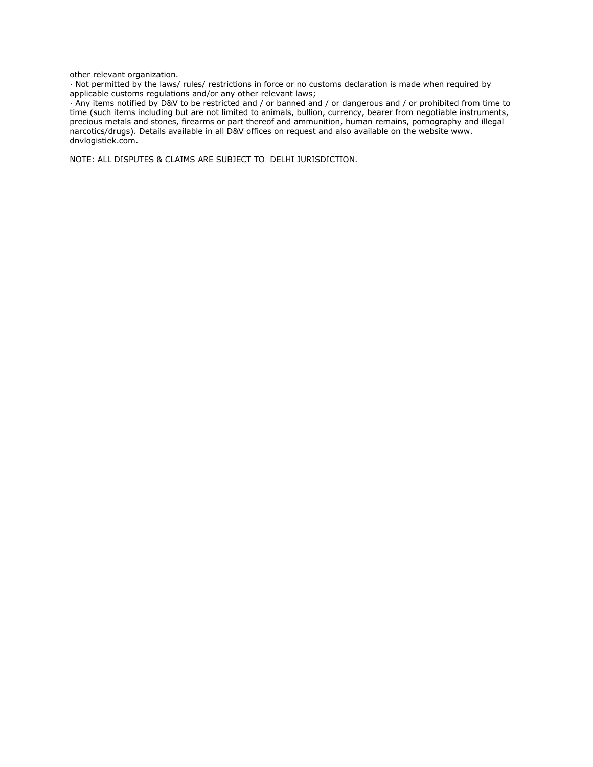other relevant organization.

· Not permitted by the laws/ rules/ restrictions in force or no customs declaration is made when required by applicable customs regulations and/or any other relevant laws;

· Any items notified by D&V to be restricted and / or banned and / or dangerous and / or prohibited from time to time (such items including but are not limited to animals, bullion, currency, bearer from negotiable instruments, precious metals and stones, firearms or part thereof and ammunition, human remains, pornography and illegal narcotics/drugs). Details available in all D&V offices on request and also available on the website www. dnvlogistiek.com.

NOTE: ALL DISPUTES & CLAIMS ARE SUBJECT TO DELHI JURISDICTION.